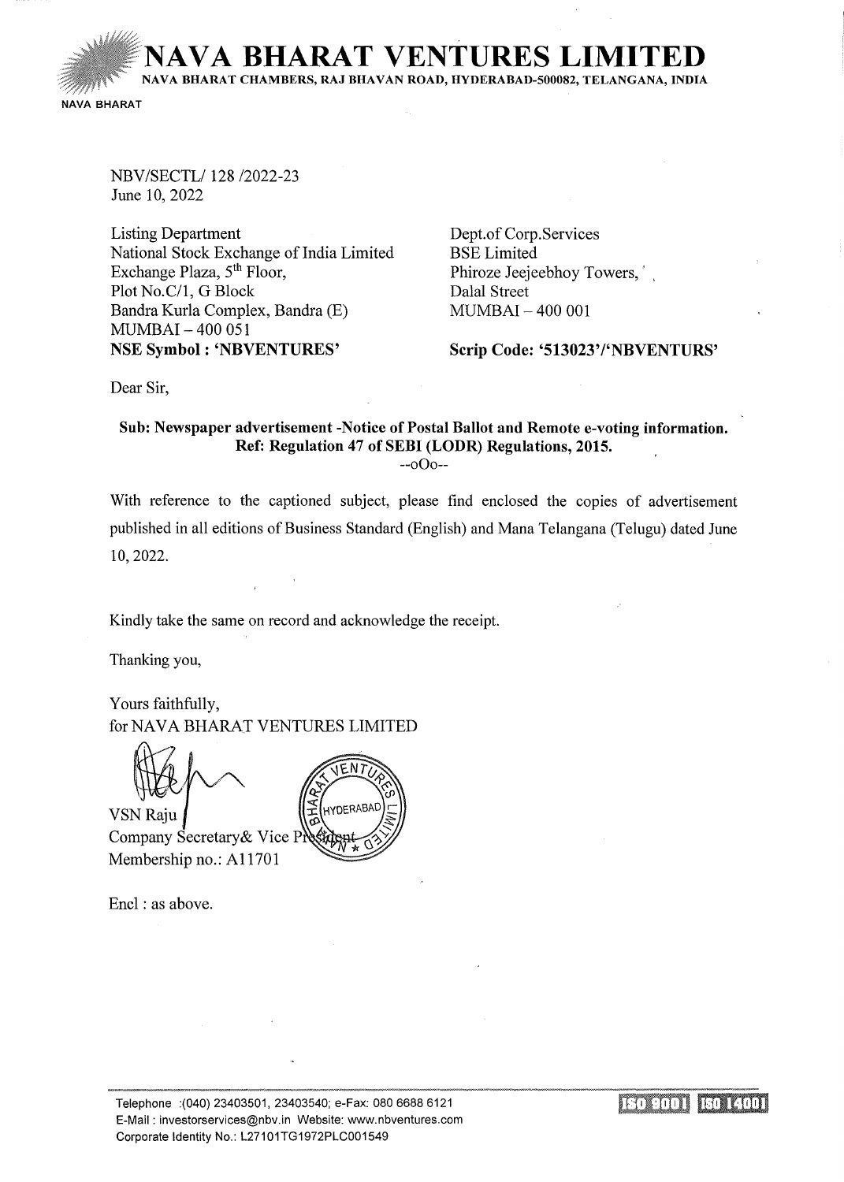# NAVA BHARAT VENTURES LIMITED

NAVA BHARAT CHAMBERS, RAJ BHAVAN ROAD, HYDERABAD-500082, TELANGANA, INDIA

NAVA BHARAT

NBV/SECTL/ 128 /2022-23
June 10, 2022

Listing Department
National Stock Exchange of India Limited
Exchange Plaza, 5th Floor,
Plot No.C/1, G Block
Bandra Kurla Complex, Bandra (E)
MUMBAI – 400 051
**NSE Symbol : 'NBVENTURES'**

Dept.of Corp.Services
BSE Limited
Phiroze Jeejeebhoy Towers,
Dalal Street
MUMBAI – 400 001

**Scrip Code: '513023'/'NBVENTURS'**

Dear Sir,

**Sub: Newspaper advertisement -Notice of Postal Ballot and Remote e-voting information.**
**Ref: Regulation 47 of SEBI (LODR) Regulations, 2015.**

--oOo--

With reference to the captioned subject, please find enclosed the copies of advertisement published in all editions of Business Standard (English) and Mana Telangana (Telugu) dated June 10, 2022.

Kindly take the same on record and acknowledge the receipt.

Thanking you,

Yours faithfully,
for NAVA BHARAT VENTURES LIMITED

VSN Raju
Company Secretary& Vice President
Membership no.: A11701

Encl : as above.

Telephone :(040) 23403501, 23403540; e-Fax: 080 6688 6121
E-Mail : investorservices@nbv.in Website: www.nbventures.com
Corporate Identity No.: L27101TG1972PLC001549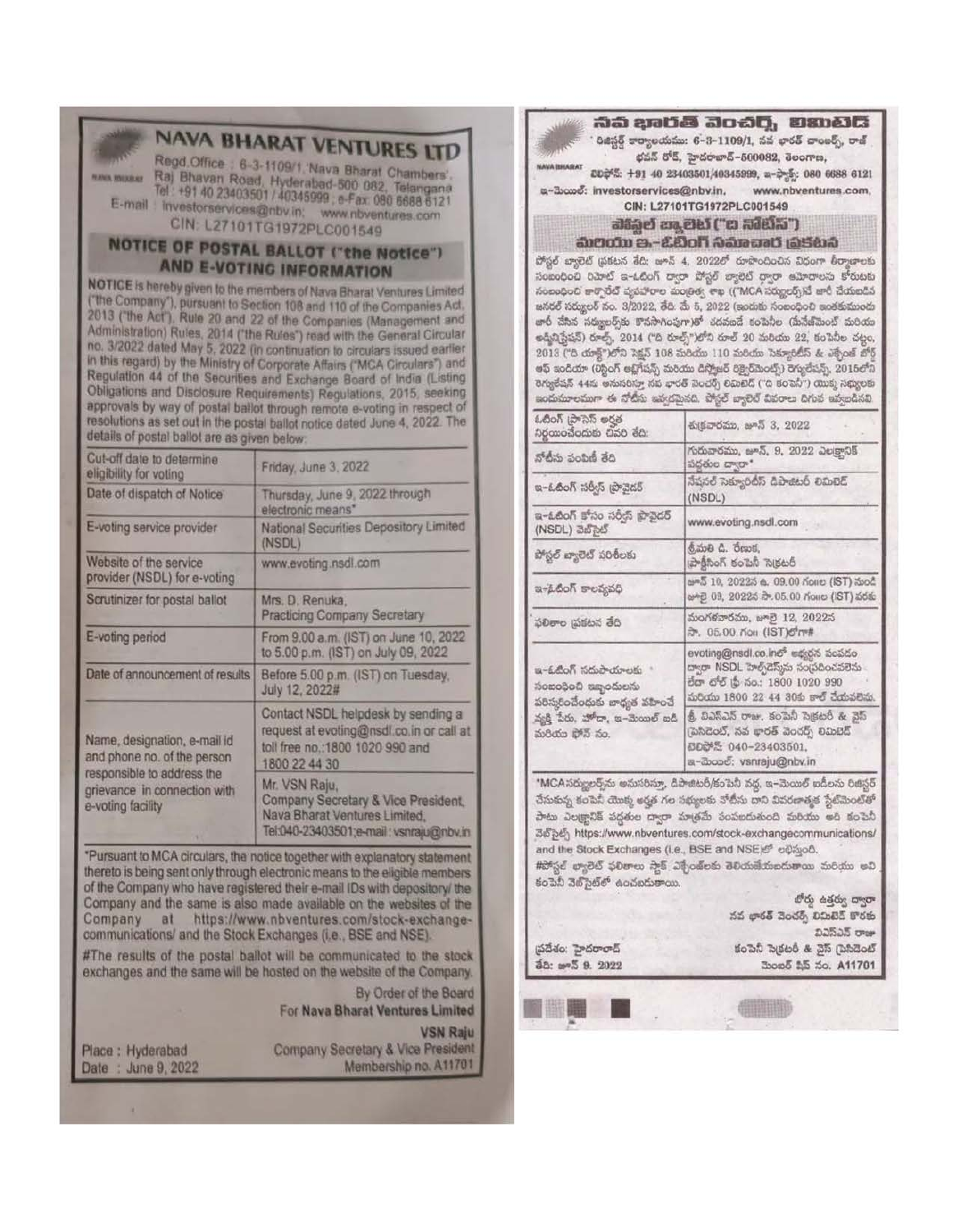# NAVA BHARAT VENTURES LTD

Regd.Office : 6-3-1109/1, 'Nava Bharat Chambers', Raj Bhavan Road, Hyderabad-500 082, Telangana
Tel : +91 40 23403501 / 40345999 ; e-Fax: 080 6688 6121
E-mail : investorservices@nbv.in; www.nbventures.com
CIN: L27101TG1972PLC001549

## NOTICE OF POSTAL BALLOT ("the Notice") AND E-VOTING INFORMATION

NOTICE is hereby given to the members of Nava Bharat Ventures Limited ("the Company"), pursuant to Section 108 and 110 of the Companies Act, 2013 ("the Act"), Rule 20 and 22 of the Companies (Management and Administration) Rules, 2014 ("the Rules") read with the General Circular no. 3/2022 dated May 5, 2022 (in continuation to circulars issued earlier in this regard) by the Ministry of Corporate Affairs ("MCA Circulars") and Regulation 44 of the Securities and Exchange Board of India (Listing Obligations and Disclosure Requirements) Regulations, 2015, seeking approvals by way of postal ballot through remote e-voting in respect of resolutions as set out in the postal ballot notice dated June 4, 2022. The details of postal ballot are as given below:

| | |
|---|---|
| Cut-off date to determine eligibility for voting | Friday, June 3, 2022 |
| Date of dispatch of Notice | Thursday, June 9, 2022 through electronic means* |
| E-voting service provider | National Securities Depository Limited (NSDL) |
| Website of the service provider (NSDL) for e-voting | www.evoting.nsdl.com |
| Scrutinizer for postal ballot | Mrs. D. Renuka, Practicing Company Secretary |
| E-voting period | From 9.00 a.m. (IST) on June 10, 2022 to 5.00 p.m. (IST) on July 09, 2022 |
| Date of announcement of results | Before 5.00 p.m. (IST) on Tuesday, July 12, 2022# |
| Name, designation, e-mail id and phone no. of the person responsible to address the grievance in connection with e-voting facility | Contact NSDL helpdesk by sending a request at evoting@nsdl.co.in or call at toll free no.:1800 1020 990 and 1800 22 44 30<br>Mr. VSN Raju, Company Secretary & Vice President, Nava Bharat Ventures Limited, Tel:040-23403501;e-mail : vsnraju@nbv.in |

*Pursuant to MCA circulars, the notice together with explanatory statement thereto is being sent only through electronic means to the eligible members of the Company who have registered their e-mail IDs with depository/ the Company and the same is also made available on the websites of the Company at https://www.nbventures.com/stock-exchange-communications/ and the Stock Exchanges (i.e., BSE and NSE).

#The results of the postal ballot will be communicated to the stock exchanges and the same will be hosted on the website of the Company.

By Order of the Board
For **Nava Bharat Ventures Limited**

**VSN Raju**
Company Secretary & Vice President
Membership no. A11701

Place : Hyderabad
Date : June 9, 2022

# నవ భారత్ వెంచర్స్ లిమిటెడ్

రిజిస్టర్డ్ కార్యాలయము: 6-3-1109/1, నవ భారత్ చాంబర్స్, రాజ్ భవన్ రోడ్, హైదరాబాద్-500082, తెలంగాణ,
టెలిఫోన్: +91 40 23403501/40345999, ఇ-ఫ్యాక్స్: 080 6688 6121
ఇ-మెయిల్: investorservices@nbv.in, www.nbventures.com,
CIN: L27101TG1972PLC001549

## పోస్టల్ బ్యాలెట్ ("ది నోటీస్") మరియు ఇ-ఓటింగ్ సమాచార ప్రకటన

పోస్టల్ బ్యాలెట్ ప్రకటన తేది: జూన్ 4, 2022లో రూపొందించిన విధంగా తీర్మానాలకు సంబంధించి రిమోట్ ఇ-ఓటింగ్ ద్వారా పోస్టల్ బ్యాలెట్ ద్వారా ఆమోదాలను కోరుటకు సంబంధించి కార్పొరేట్ వ్యవహారాల మంత్రిత్వ శాఖ (("MCA సర్క్యులర్స్")చే జారీ చేయబడిన జనరల్ సర్క్యులర్ నం. 3/2022, తేది: మే 5, 2022 (ఇందుకు సంబంధించి ఇంతకుముందు జారీ చేసిన సర్క్యులర్స్‌కు కొనసాగింపుగా)తో చదవబడే కంపెనీల (మేనేజ్‌మెంట్ మరియు అడ్మినిస్ట్రేషన్) రూల్స్, 2014 ("ది రూల్స్")లోని రూల్ 20 మరియు 22, కంపెనీల చట్టం, 2013 ("ది యాక్ట్")లోని సెక్షన్ 108 మరియు 110 మరియు సెక్యూరిటీస్ & ఎక్ఛేంజ్ బోర్డ్ ఆఫ్ ఇండియా (లిస్టింగ్ ఆబ్లిగేషన్స్ మరియు డిస్‌క్లోజర్ రిక్వైర్‌మెంట్స్) రెగ్యులేషన్స్, 2015లోని రెగ్యులేషన్ 44ను అనుసరించి నవ భారత్ వెంచర్స్ లిమిటెడ్ ("ది కంపెనీ") యొక్క సభ్యులకు ఇందుమూలముగా ఈ నోటీసు ఇవ్వడమైనది. పోస్టల్ బ్యాలెట్ వివరాలు దిగువ ఇవ్వబడినవి.

| | |
|---|---|
| ఓటింగ్ ప్రాసెస్ అర్హత నిర్ణయించేందుకు చివరి తేది: | శుక్రవారము, జూన్ 3, 2022 |
| నోటీసు పంపిణీ తేది | గురువారము, జూన్ 9, 2022 ఎలక్ట్రానిక్ పద్ధతుల ద్వారా* |
| ఇ-ఓటింగ్ సర్వీస్ ప్రొవైడర్ | నేషనల్ సెక్యూరిటీస్ డిపాజిటరీ లిమిటెడ్ (NSDL) |
| ఇ-ఓటింగ్ కోసం సర్వీస్ ప్రొవైడర్ (NSDL) వెబ్‌సైట్ | www.evoting.nsdl.com |
| పోస్టల్ బ్యాలెట్ పరిశీలకు | శ్రీమతి డి. రేణుక, ప్రాక్టీసింగ్ కంపెనీ సెక్రటరీ |
| ఇ-ఓటింగ్ కాలవ్యవధి | జూన్ 10, 2022న ఉ. 09.00 గం॥ (IST) నుండి జూలై 09, 2022న సా.05.00 గం॥ (IST) వరకు |
| ఫలితాల ప్రకటన తేది | మంగళవారము, జూలై 12, 2022న సా. 05.00 గం॥ (IST)లోగా# |
| ఇ-ఓటింగ్ సదుపాయాలకు సంబంధించి ఇబ్బందులను పరిష్కరించేందుకు బాధ్యత వహించే వ్యక్తి పేరు, హోదా, ఇ-మెయిల్ ఐడి మరియు ఫోన్ నం. | evoting@nsdl.co.inకో అభ్యర్థన పంపడం ద్వారా NSDL హెల్ప్‌డెస్క్‌ను సంప్రదించవలెను లేదా టోల్ ఫ్రీ నం: 1800 1020 990 మరియు 1800 22 44 30కు కాల్ చేయవలెను.<br>శ్రీ వివిఎస్‌ఎన్ రాజు, కంపెనీ సెక్రటరీ & వైస్ ప్రెసిడెంట్, నవ భారత్ వెంచర్స్ లిమిటెడ్ టెలిఫోన్: 040-23403501, ఇ-మెయిల్: vsnraju@nbv.in |

*MCA సర్క్యులర్స్‌ను అనుసరించి, డిపాజిటరీ/కంపెనీ వద్ద ఇ-మెయిల్ ఐడీలను రిజిస్టర్ చేసుకున్న కంపెనీ యొక్క అర్హత గల సభ్యులకు నోటీసు దాని వివరణాత్మక స్టేట్‌మెంట్‌తో పాటు ఎలక్ట్రానిక్ పద్ధతుల ద్వారా మాత్రమే పంపబడుతుంది మరియు అది కంపెనీ వెబ్‌సైట్ https://www.nbventures.com/stock-exchange-communications/ and the Stock Exchanges (i.e., BSE and NSE)లో లభిస్తుంది.

#పోస్టల్ బ్యాలెట్ ఫలితాలు స్టాక్ ఎక్ఛేంజ్‌లకు తెలియజేయబడుతాయి మరియు అవి కంపెనీ వెబ్‌సైట్‌లో ఉంచబడుతాయి.

బోర్డు ఉత్తర్వు ద్వారా
నవ భారత్ వెంచర్స్ లిమిటెడ్ కొరకు
వివిఎస్‌ఎన్ రాజు
కంపెనీ సెక్రటరీ & వైస్ ప్రెసిడెంట్
మెంబర్ షిప్ నం. A11701

ప్రదేశం: హైదరాబాద్
తేది: జూన్ 9, 2022